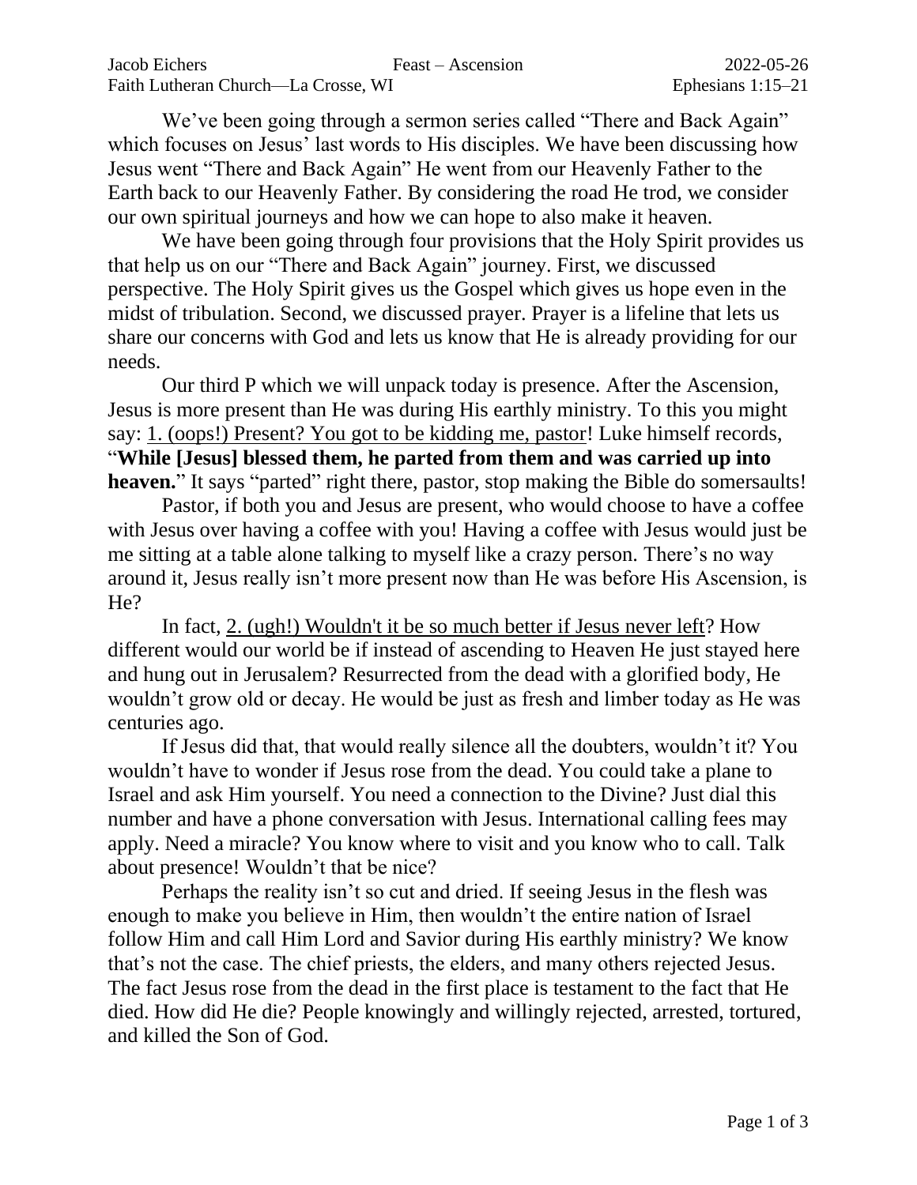Jacob Eichers | Feast – Ascension | 2022-05-26
Faith Lutheran Church—La Crosse, WI | Ephesians 1:15–21

We've been going through a sermon series called "There and Back Again" which focuses on Jesus' last words to His disciples. We have been discussing how Jesus went "There and Back Again" He went from our Heavenly Father to the Earth back to our Heavenly Father. By considering the road He trod, we consider our own spiritual journeys and how we can hope to also make it heaven.

We have been going through four provisions that the Holy Spirit provides us that help us on our "There and Back Again" journey. First, we discussed perspective. The Holy Spirit gives us the Gospel which gives us hope even in the midst of tribulation. Second, we discussed prayer. Prayer is a lifeline that lets us share our concerns with God and lets us know that He is already providing for our needs.

Our third P which we will unpack today is presence. After the Ascension, Jesus is more present than He was during His earthly ministry. To this you might say: <u>1. (oops!) Present? You got to be kidding me, pastor</u>! Luke himself records, "**While [Jesus] blessed them, he parted from them and was carried up into heaven.**" It says "parted" right there, pastor, stop making the Bible do somersaults!

Pastor, if both you and Jesus are present, who would choose to have a coffee with Jesus over having a coffee with you! Having a coffee with Jesus would just be me sitting at a table alone talking to myself like a crazy person. There's no way around it, Jesus really isn't more present now than He was before His Ascension, is He?

In fact, <u>2. (ugh!) Wouldn't it be so much better if Jesus never left</u>? How different would our world be if instead of ascending to Heaven He just stayed here and hung out in Jerusalem? Resurrected from the dead with a glorified body, He wouldn't grow old or decay. He would be just as fresh and limber today as He was centuries ago.

If Jesus did that, that would really silence all the doubters, wouldn't it? You wouldn't have to wonder if Jesus rose from the dead. You could take a plane to Israel and ask Him yourself. You need a connection to the Divine? Just dial this number and have a phone conversation with Jesus. International calling fees may apply. Need a miracle? You know where to visit and you know who to call. Talk about presence! Wouldn't that be nice?

Perhaps the reality isn't so cut and dried. If seeing Jesus in the flesh was enough to make you believe in Him, then wouldn't the entire nation of Israel follow Him and call Him Lord and Savior during His earthly ministry? We know that's not the case. The chief priests, the elders, and many others rejected Jesus. The fact Jesus rose from the dead in the first place is testament to the fact that He died. How did He die? People knowingly and willingly rejected, arrested, tortured, and killed the Son of God.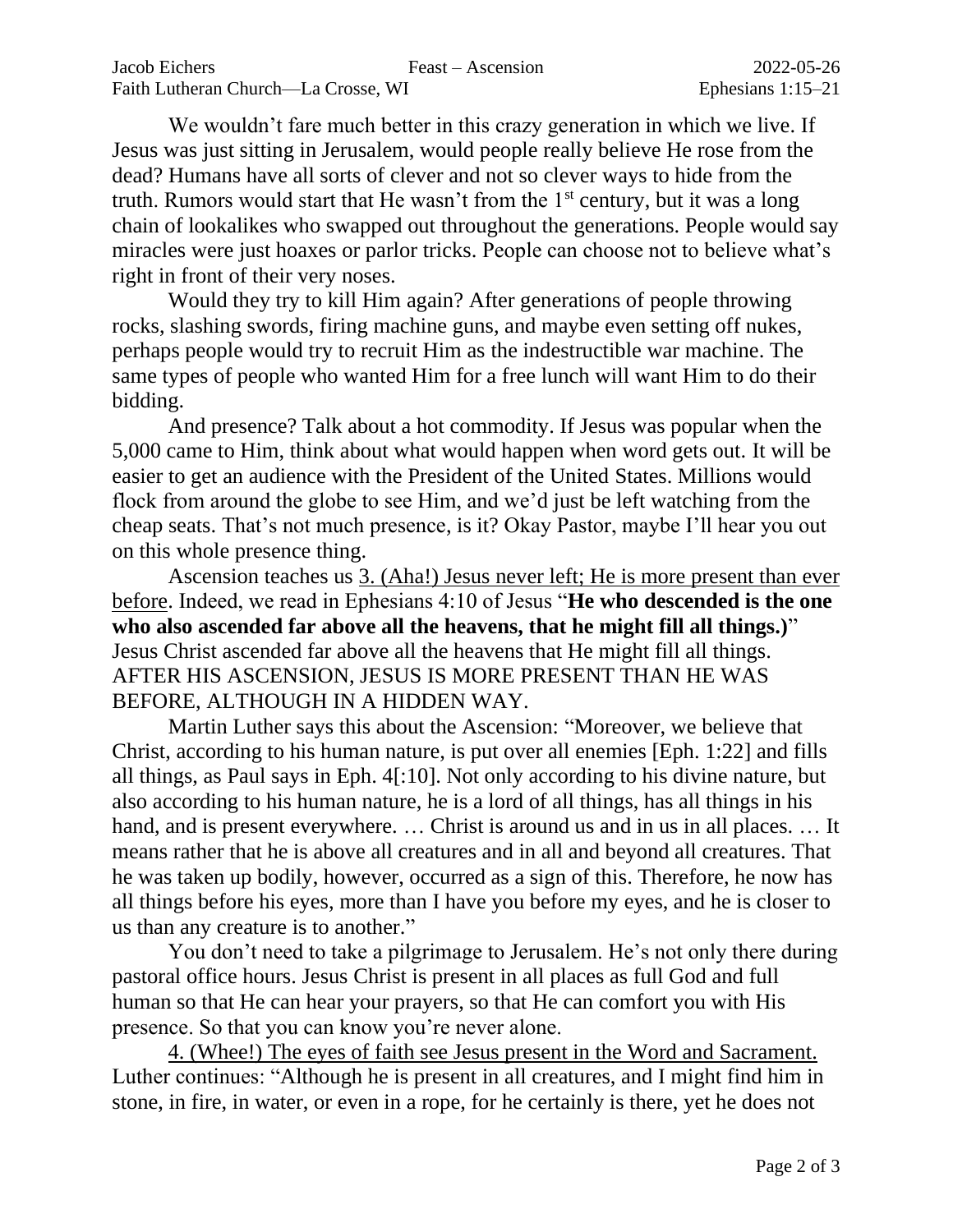We wouldn't fare much better in this crazy generation in which we live. If Jesus was just sitting in Jerusalem, would people really believe He rose from the dead? Humans have all sorts of clever and not so clever ways to hide from the truth. Rumors would start that He wasn't from the 1st century, but it was a long chain of lookalikes who swapped out throughout the generations. People would say miracles were just hoaxes or parlor tricks. People can choose not to believe what's right in front of their very noses.

Would they try to kill Him again? After generations of people throwing rocks, slashing swords, firing machine guns, and maybe even setting off nukes, perhaps people would try to recruit Him as the indestructible war machine. The same types of people who wanted Him for a free lunch will want Him to do their bidding.

And presence? Talk about a hot commodity. If Jesus was popular when the 5,000 came to Him, think about what would happen when word gets out. It will be easier to get an audience with the President of the United States. Millions would flock from around the globe to see Him, and we'd just be left watching from the cheap seats. That's not much presence, is it? Okay Pastor, maybe I'll hear you out on this whole presence thing.

Ascension teaches us <u>3. (Aha!) Jesus never left; He is more present than ever before</u>. Indeed, we read in Ephesians 4:10 of Jesus "**He who descended is the one who also ascended far above all the heavens, that he might fill all things.)**" Jesus Christ ascended far above all the heavens that He might fill all things. AFTER HIS ASCENSION, JESUS IS MORE PRESENT THAN HE WAS BEFORE, ALTHOUGH IN A HIDDEN WAY.

Martin Luther says this about the Ascension: "Moreover, we believe that Christ, according to his human nature, is put over all enemies [Eph. 1:22] and fills all things, as Paul says in Eph. 4[:10]. Not only according to his divine nature, but also according to his human nature, he is a lord of all things, has all things in his hand, and is present everywhere. … Christ is around us and in us in all places. … It means rather that he is above all creatures and in all and beyond all creatures. That he was taken up bodily, however, occurred as a sign of this. Therefore, he now has all things before his eyes, more than I have you before my eyes, and he is closer to us than any creature is to another."

You don't need to take a pilgrimage to Jerusalem. He's not only there during pastoral office hours. Jesus Christ is present in all places as full God and full human so that He can hear your prayers, so that He can comfort you with His presence. So that you can know you're never alone.

<u>4. (Whee!) The eyes of faith see Jesus present in the Word and Sacrament.</u> Luther continues: "Although he is present in all creatures, and I might find him in stone, in fire, in water, or even in a rope, for he certainly is there, yet he does not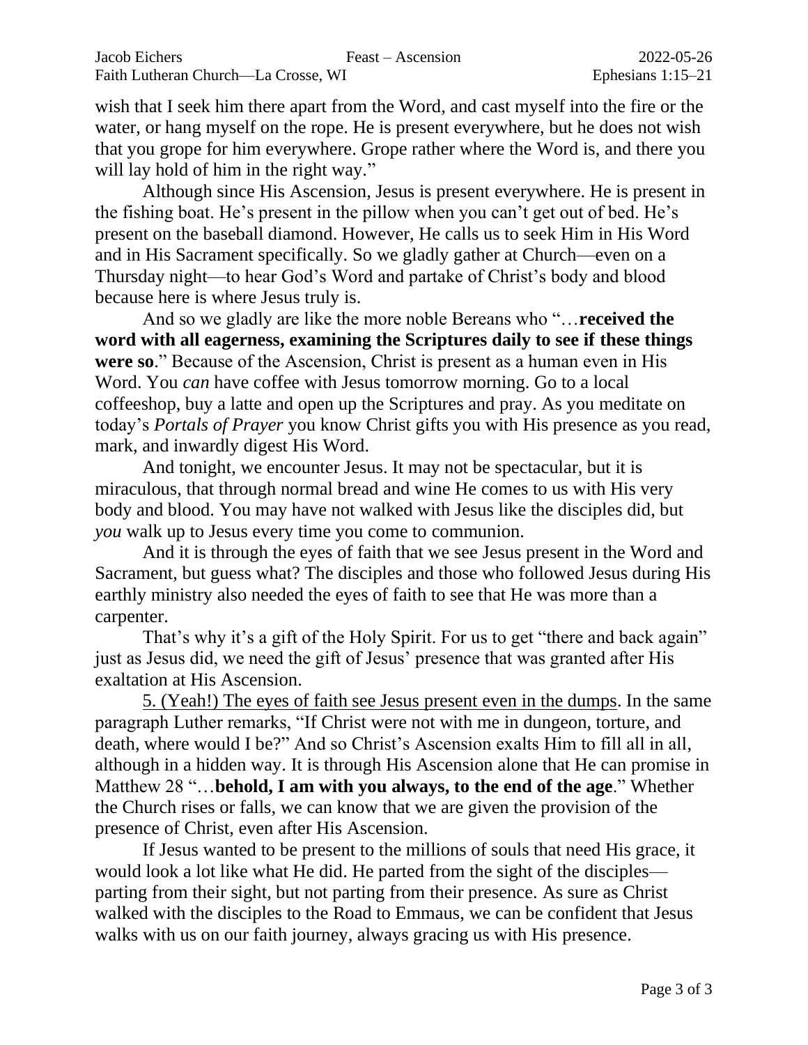wish that I seek him there apart from the Word, and cast myself into the fire or the water, or hang myself on the rope. He is present everywhere, but he does not wish that you grope for him everywhere. Grope rather where the Word is, and there you will lay hold of him in the right way."

Although since His Ascension, Jesus is present everywhere. He is present in the fishing boat. He's present in the pillow when you can't get out of bed. He's present on the baseball diamond. However, He calls us to seek Him in His Word and in His Sacrament specifically. So we gladly gather at Church—even on a Thursday night—to hear God's Word and partake of Christ's body and blood because here is where Jesus truly is.

And so we gladly are like the more noble Bereans who "…**received the word with all eagerness, examining the Scriptures daily to see if these things were so**." Because of the Ascension, Christ is present as a human even in His Word. You *can* have coffee with Jesus tomorrow morning. Go to a local coffeeshop, buy a latte and open up the Scriptures and pray. As you meditate on today's *Portals of Prayer* you know Christ gifts you with His presence as you read, mark, and inwardly digest His Word.

And tonight, we encounter Jesus. It may not be spectacular, but it is miraculous, that through normal bread and wine He comes to us with His very body and blood. You may have not walked with Jesus like the disciples did, but *you* walk up to Jesus every time you come to communion.

And it is through the eyes of faith that we see Jesus present in the Word and Sacrament, but guess what? The disciples and those who followed Jesus during His earthly ministry also needed the eyes of faith to see that He was more than a carpenter.

That's why it's a gift of the Holy Spirit. For us to get "there and back again" just as Jesus did, we need the gift of Jesus' presence that was granted after His exaltation at His Ascension.

<u>5. (Yeah!) The eyes of faith see Jesus present even in the dumps</u>. In the same paragraph Luther remarks, "If Christ were not with me in dungeon, torture, and death, where would I be?" And so Christ's Ascension exalts Him to fill all in all, although in a hidden way. It is through His Ascension alone that He can promise in Matthew 28 "…**behold, I am with you always, to the end of the age**." Whether the Church rises or falls, we can know that we are given the provision of the presence of Christ, even after His Ascension.

If Jesus wanted to be present to the millions of souls that need His grace, it would look a lot like what He did. He parted from the sight of the disciples—parting from their sight, but not parting from their presence. As sure as Christ walked with the disciples to the Road to Emmaus, we can be confident that Jesus walks with us on our faith journey, always gracing us with His presence.